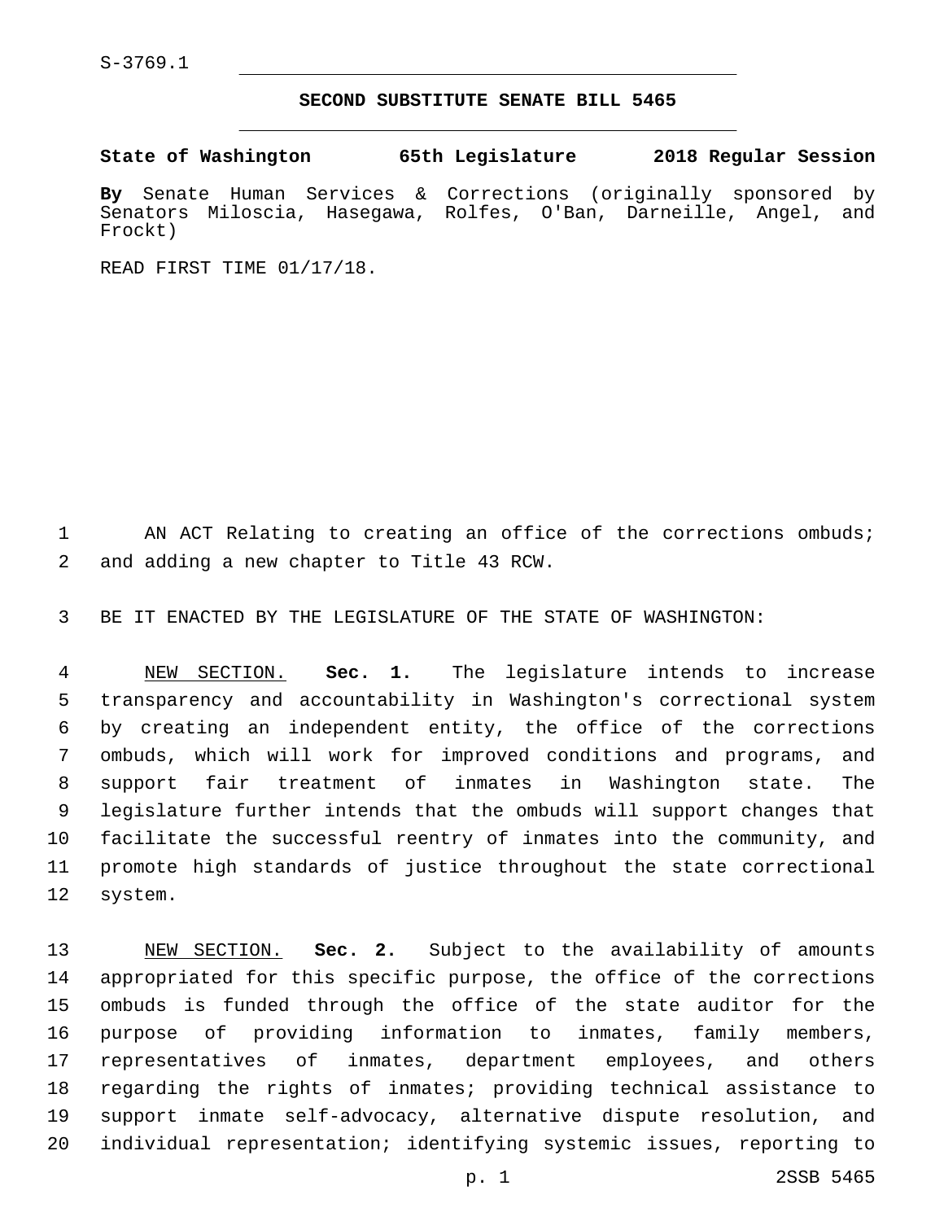S-3769.1

# SECOND SUBSTITUTE SENATE BILL 5465

**State of Washington 65th Legislature 2018 Regular Session**

**By** Senate Human Services & Corrections (originally sponsored by Senators Miloscia, Hasegawa, Rolfes, O'Ban, Darneille, Angel, and Frockt)

READ FIRST TIME 01/17/18.

AN ACT Relating to creating an office of the corrections ombuds; and adding a new chapter to Title 43 RCW.

BE IT ENACTED BY THE LEGISLATURE OF THE STATE OF WASHINGTON:

NEW SECTION. **Sec. 1.** The legislature intends to increase transparency and accountability in Washington's correctional system by creating an independent entity, the office of the corrections ombuds, which will work for improved conditions and programs, and support fair treatment of inmates in Washington state. The legislature further intends that the ombuds will support changes that facilitate the successful reentry of inmates into the community, and promote high standards of justice throughout the state correctional system.

NEW SECTION. **Sec. 2.** Subject to the availability of amounts appropriated for this specific purpose, the office of the corrections ombuds is funded through the office of the state auditor for the purpose of providing information to inmates, family members, representatives of inmates, department employees, and others regarding the rights of inmates; providing technical assistance to support inmate self-advocacy, alternative dispute resolution, and individual representation; identifying systemic issues, reporting to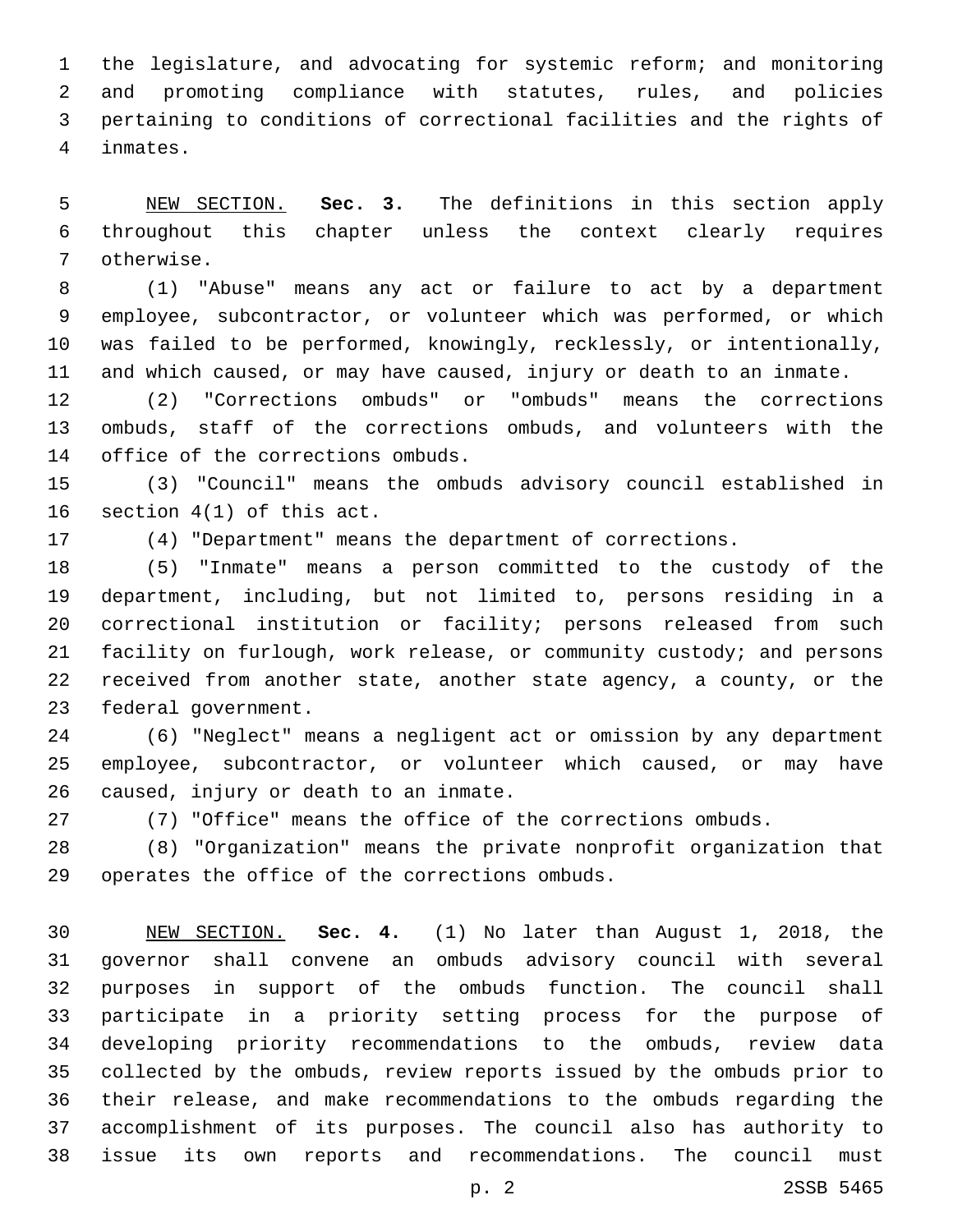the legislature, and advocating for systemic reform; and monitoring and promoting compliance with statutes, rules, and policies pertaining to conditions of correctional facilities and the rights of inmates.

NEW SECTION. **Sec. 3.** The definitions in this section apply throughout this chapter unless the context clearly requires otherwise.

(1) "Abuse" means any act or failure to act by a department employee, subcontractor, or volunteer which was performed, or which was failed to be performed, knowingly, recklessly, or intentionally, and which caused, or may have caused, injury or death to an inmate.

(2) "Corrections ombuds" or "ombuds" means the corrections ombuds, staff of the corrections ombuds, and volunteers with the office of the corrections ombuds.

(3) "Council" means the ombuds advisory council established in section 4(1) of this act.

(4) "Department" means the department of corrections.

(5) "Inmate" means a person committed to the custody of the department, including, but not limited to, persons residing in a correctional institution or facility; persons released from such facility on furlough, work release, or community custody; and persons received from another state, another state agency, a county, or the federal government.

(6) "Neglect" means a negligent act or omission by any department employee, subcontractor, or volunteer which caused, or may have caused, injury or death to an inmate.

(7) "Office" means the office of the corrections ombuds.

(8) "Organization" means the private nonprofit organization that operates the office of the corrections ombuds.

NEW SECTION. **Sec. 4.** (1) No later than August 1, 2018, the governor shall convene an ombuds advisory council with several purposes in support of the ombuds function. The council shall participate in a priority setting process for the purpose of developing priority recommendations to the ombuds, review data collected by the ombuds, review reports issued by the ombuds prior to their release, and make recommendations to the ombuds regarding the accomplishment of its purposes. The council also has authority to issue its own reports and recommendations. The council must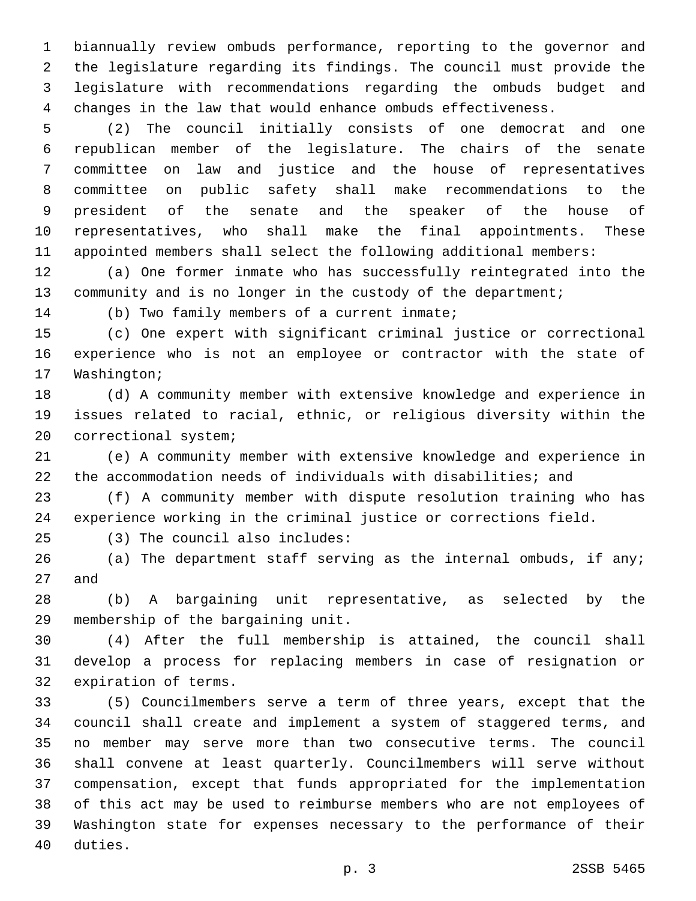biannually review ombuds performance, reporting to the governor and the legislature regarding its findings. The council must provide the legislature with recommendations regarding the ombuds budget and changes in the law that would enhance ombuds effectiveness.

(2) The council initially consists of one democrat and one republican member of the legislature. The chairs of the senate committee on law and justice and the house of representatives committee on public safety shall make recommendations to the president of the senate and the speaker of the house of representatives, who shall make the final appointments. These appointed members shall select the following additional members:

(a) One former inmate who has successfully reintegrated into the community and is no longer in the custody of the department;

(b) Two family members of a current inmate;

(c) One expert with significant criminal justice or correctional experience who is not an employee or contractor with the state of Washington;

(d) A community member with extensive knowledge and experience in issues related to racial, ethnic, or religious diversity within the correctional system;

(e) A community member with extensive knowledge and experience in the accommodation needs of individuals with disabilities; and

(f) A community member with dispute resolution training who has experience working in the criminal justice or corrections field.

(3) The council also includes:

(a) The department staff serving as the internal ombuds, if any; and

(b) A bargaining unit representative, as selected by the membership of the bargaining unit.

(4) After the full membership is attained, the council shall develop a process for replacing members in case of resignation or expiration of terms.

(5) Councilmembers serve a term of three years, except that the council shall create and implement a system of staggered terms, and no member may serve more than two consecutive terms. The council shall convene at least quarterly. Councilmembers will serve without compensation, except that funds appropriated for the implementation of this act may be used to reimburse members who are not employees of Washington state for expenses necessary to the performance of their duties.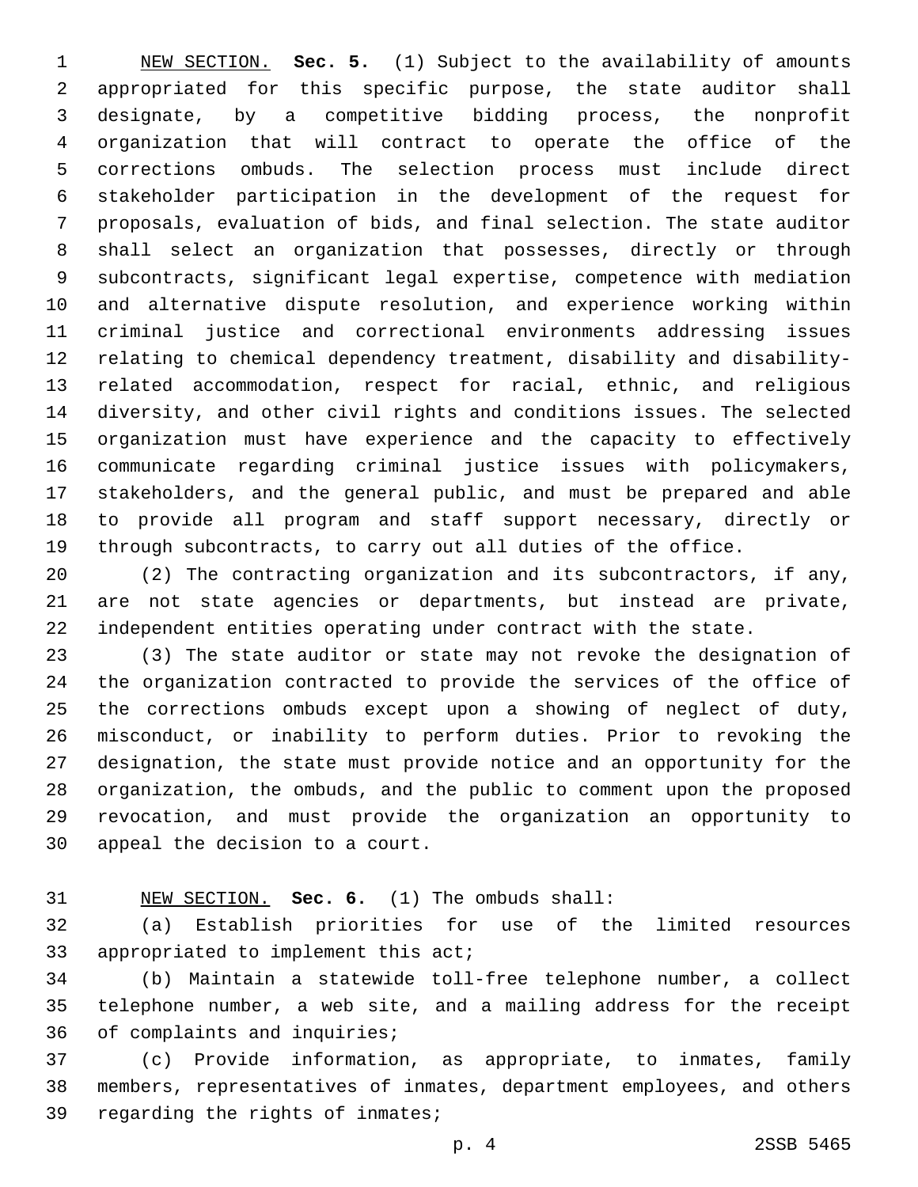NEW SECTION. **Sec. 5.** (1) Subject to the availability of amounts appropriated for this specific purpose, the state auditor shall designate, by a competitive bidding process, the nonprofit organization that will contract to operate the office of the corrections ombuds. The selection process must include direct stakeholder participation in the development of the request for proposals, evaluation of bids, and final selection. The state auditor shall select an organization that possesses, directly or through subcontracts, significant legal expertise, competence with mediation and alternative dispute resolution, and experience working within criminal justice and correctional environments addressing issues relating to chemical dependency treatment, disability and disability-related accommodation, respect for racial, ethnic, and religious diversity, and other civil rights and conditions issues. The selected organization must have experience and the capacity to effectively communicate regarding criminal justice issues with policymakers, stakeholders, and the general public, and must be prepared and able to provide all program and staff support necessary, directly or through subcontracts, to carry out all duties of the office.

(2) The contracting organization and its subcontractors, if any, are not state agencies or departments, but instead are private, independent entities operating under contract with the state.

(3) The state auditor or state may not revoke the designation of the organization contracted to provide the services of the office of the corrections ombuds except upon a showing of neglect of duty, misconduct, or inability to perform duties. Prior to revoking the designation, the state must provide notice and an opportunity for the organization, the ombuds, and the public to comment upon the proposed revocation, and must provide the organization an opportunity to appeal the decision to a court.

NEW SECTION. **Sec. 6.** (1) The ombuds shall:

(a) Establish priorities for use of the limited resources appropriated to implement this act;

(b) Maintain a statewide toll-free telephone number, a collect telephone number, a web site, and a mailing address for the receipt of complaints and inquiries;

(c) Provide information, as appropriate, to inmates, family members, representatives of inmates, department employees, and others regarding the rights of inmates;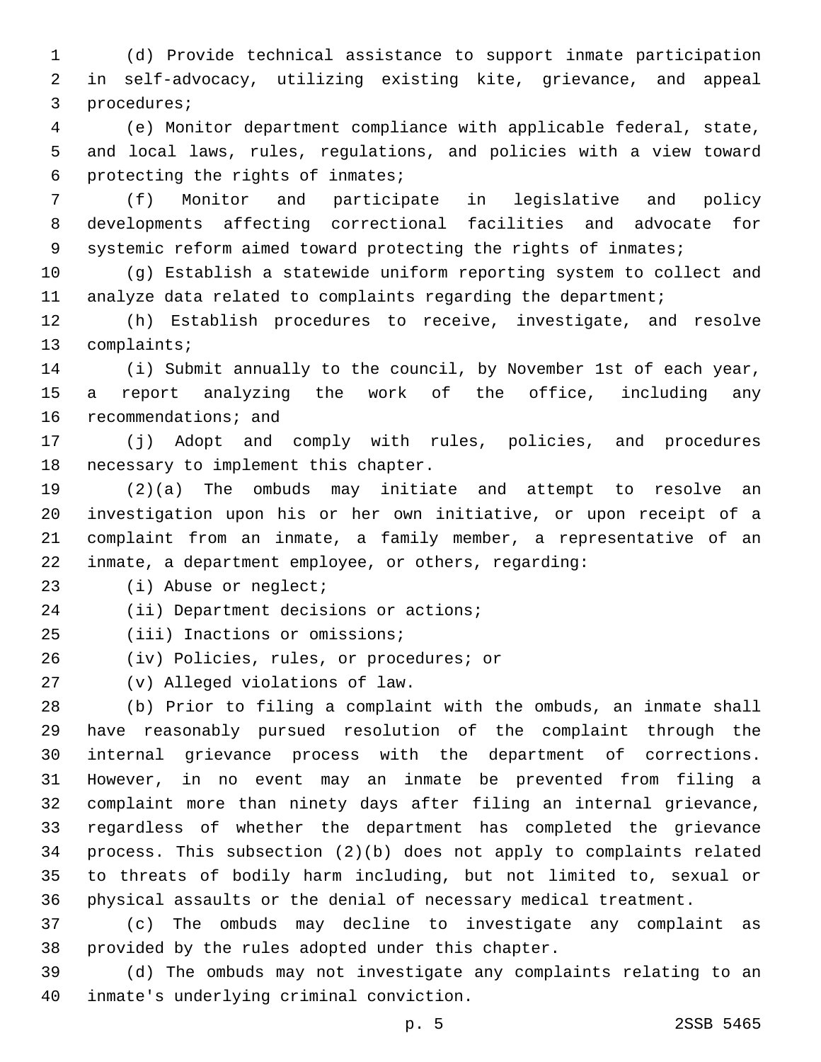(d) Provide technical assistance to support inmate participation in self-advocacy, utilizing existing kite, grievance, and appeal procedures;

(e) Monitor department compliance with applicable federal, state, and local laws, rules, regulations, and policies with a view toward protecting the rights of inmates;

(f) Monitor and participate in legislative and policy developments affecting correctional facilities and advocate for systemic reform aimed toward protecting the rights of inmates;

(g) Establish a statewide uniform reporting system to collect and analyze data related to complaints regarding the department;

(h) Establish procedures to receive, investigate, and resolve complaints;

(i) Submit annually to the council, by November 1st of each year, a report analyzing the work of the office, including any recommendations; and

(j) Adopt and comply with rules, policies, and procedures necessary to implement this chapter.

(2)(a) The ombuds may initiate and attempt to resolve an investigation upon his or her own initiative, or upon receipt of a complaint from an inmate, a family member, a representative of an inmate, a department employee, or others, regarding:

(i) Abuse or neglect;

(ii) Department decisions or actions;

(iii) Inactions or omissions;

(iv) Policies, rules, or procedures; or

(v) Alleged violations of law.

(b) Prior to filing a complaint with the ombuds, an inmate shall have reasonably pursued resolution of the complaint through the internal grievance process with the department of corrections. However, in no event may an inmate be prevented from filing a complaint more than ninety days after filing an internal grievance, regardless of whether the department has completed the grievance process. This subsection (2)(b) does not apply to complaints related to threats of bodily harm including, but not limited to, sexual or physical assaults or the denial of necessary medical treatment.

(c) The ombuds may decline to investigate any complaint as provided by the rules adopted under this chapter.

(d) The ombuds may not investigate any complaints relating to an inmate's underlying criminal conviction.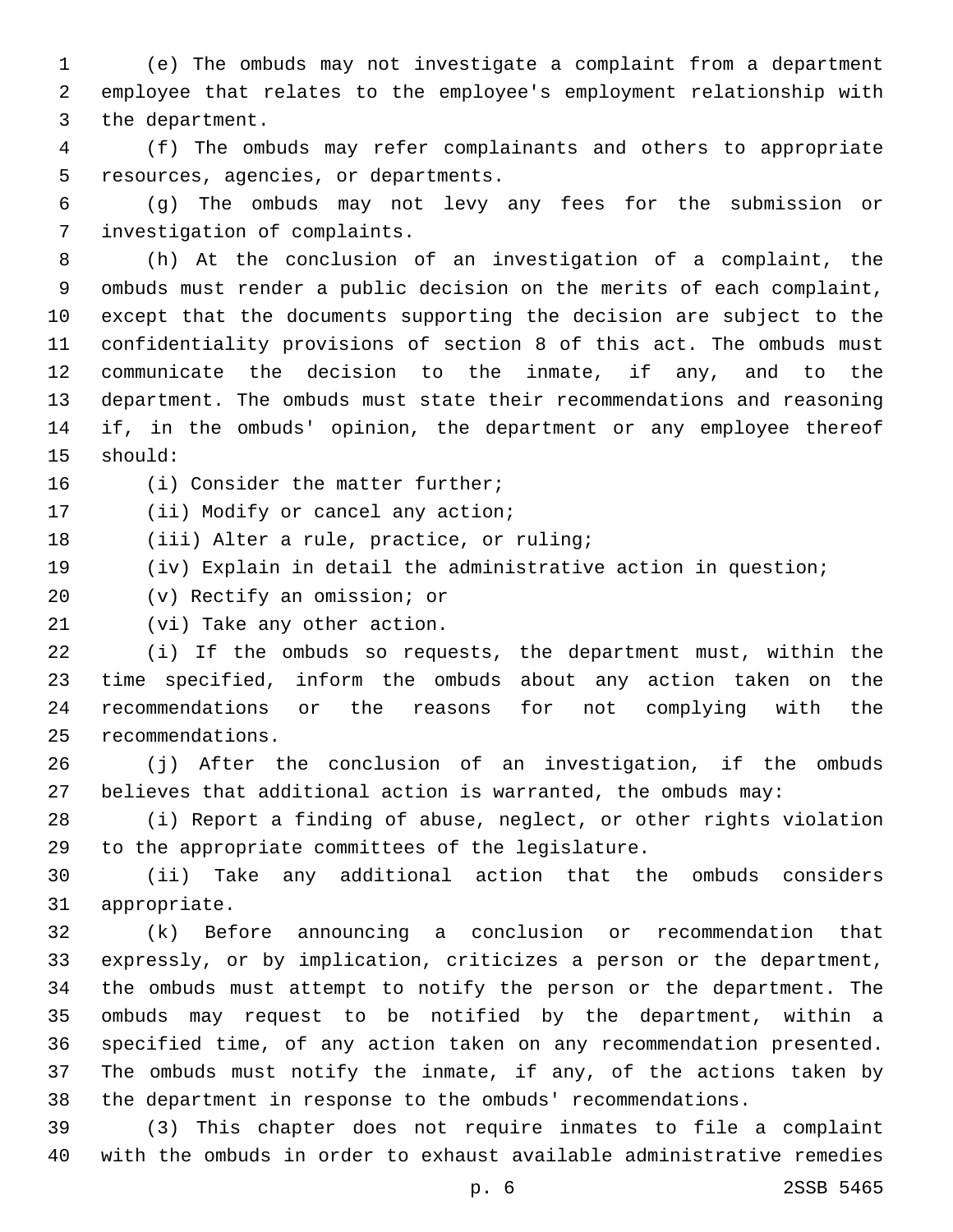(e) The ombuds may not investigate a complaint from a department employee that relates to the employee's employment relationship with the department.

(f) The ombuds may refer complainants and others to appropriate resources, agencies, or departments.

(g) The ombuds may not levy any fees for the submission or investigation of complaints.

(h) At the conclusion of an investigation of a complaint, the ombuds must render a public decision on the merits of each complaint, except that the documents supporting the decision are subject to the confidentiality provisions of section 8 of this act. The ombuds must communicate the decision to the inmate, if any, and to the department. The ombuds must state their recommendations and reasoning if, in the ombuds' opinion, the department or any employee thereof should:

(i) Consider the matter further;

(ii) Modify or cancel any action;

(iii) Alter a rule, practice, or ruling;

(iv) Explain in detail the administrative action in question;

(v) Rectify an omission; or

(vi) Take any other action.

(i) If the ombuds so requests, the department must, within the time specified, inform the ombuds about any action taken on the recommendations or the reasons for not complying with the recommendations.

(j) After the conclusion of an investigation, if the ombuds believes that additional action is warranted, the ombuds may:

(i) Report a finding of abuse, neglect, or other rights violation to the appropriate committees of the legislature.

(ii) Take any additional action that the ombuds considers appropriate.

(k) Before announcing a conclusion or recommendation that expressly, or by implication, criticizes a person or the department, the ombuds must attempt to notify the person or the department. The ombuds may request to be notified by the department, within a specified time, of any action taken on any recommendation presented. The ombuds must notify the inmate, if any, of the actions taken by the department in response to the ombuds' recommendations.

(3) This chapter does not require inmates to file a complaint with the ombuds in order to exhaust available administrative remedies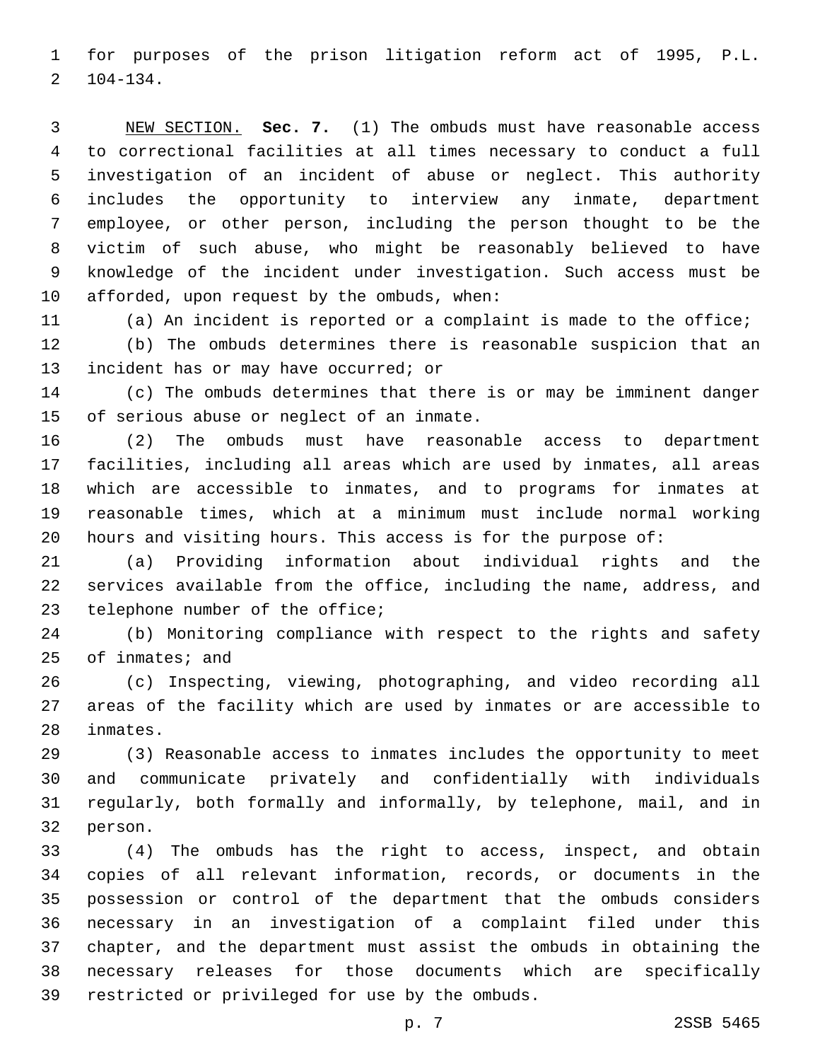for purposes of the prison litigation reform act of 1995, P.L. 104-134.

NEW SECTION. **Sec. 7.** (1) The ombuds must have reasonable access to correctional facilities at all times necessary to conduct a full investigation of an incident of abuse or neglect. This authority includes the opportunity to interview any inmate, department employee, or other person, including the person thought to be the victim of such abuse, who might be reasonably believed to have knowledge of the incident under investigation. Such access must be afforded, upon request by the ombuds, when:

(a) An incident is reported or a complaint is made to the office;

(b) The ombuds determines there is reasonable suspicion that an incident has or may have occurred; or

(c) The ombuds determines that there is or may be imminent danger of serious abuse or neglect of an inmate.

(2) The ombuds must have reasonable access to department facilities, including all areas which are used by inmates, all areas which are accessible to inmates, and to programs for inmates at reasonable times, which at a minimum must include normal working hours and visiting hours. This access is for the purpose of:

(a) Providing information about individual rights and the services available from the office, including the name, address, and telephone number of the office;

(b) Monitoring compliance with respect to the rights and safety of inmates; and

(c) Inspecting, viewing, photographing, and video recording all areas of the facility which are used by inmates or are accessible to inmates.

(3) Reasonable access to inmates includes the opportunity to meet and communicate privately and confidentially with individuals regularly, both formally and informally, by telephone, mail, and in person.

(4) The ombuds has the right to access, inspect, and obtain copies of all relevant information, records, or documents in the possession or control of the department that the ombuds considers necessary in an investigation of a complaint filed under this chapter, and the department must assist the ombuds in obtaining the necessary releases for those documents which are specifically restricted or privileged for use by the ombuds.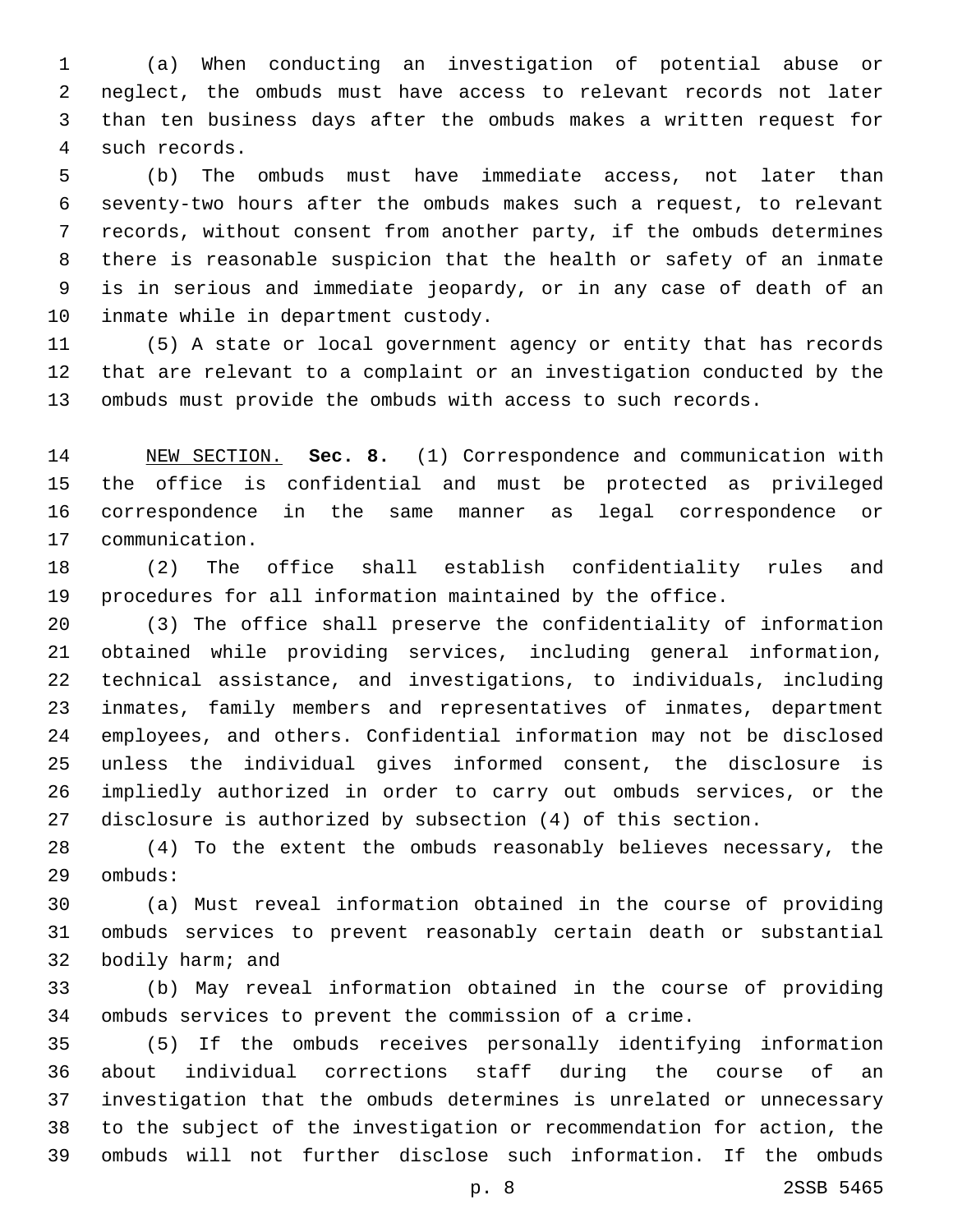(a) When conducting an investigation of potential abuse or neglect, the ombuds must have access to relevant records not later than ten business days after the ombuds makes a written request for such records.

(b) The ombuds must have immediate access, not later than seventy-two hours after the ombuds makes such a request, to relevant records, without consent from another party, if the ombuds determines there is reasonable suspicion that the health or safety of an inmate is in serious and immediate jeopardy, or in any case of death of an inmate while in department custody.

(5) A state or local government agency or entity that has records that are relevant to a complaint or an investigation conducted by the ombuds must provide the ombuds with access to such records.

NEW SECTION. **Sec. 8.** (1) Correspondence and communication with the office is confidential and must be protected as privileged correspondence in the same manner as legal correspondence or communication.

(2) The office shall establish confidentiality rules and procedures for all information maintained by the office.

(3) The office shall preserve the confidentiality of information obtained while providing services, including general information, technical assistance, and investigations, to individuals, including inmates, family members and representatives of inmates, department employees, and others. Confidential information may not be disclosed unless the individual gives informed consent, the disclosure is impliedly authorized in order to carry out ombuds services, or the disclosure is authorized by subsection (4) of this section.

(4) To the extent the ombuds reasonably believes necessary, the ombuds:

(a) Must reveal information obtained in the course of providing ombuds services to prevent reasonably certain death or substantial bodily harm; and

(b) May reveal information obtained in the course of providing ombuds services to prevent the commission of a crime.

(5) If the ombuds receives personally identifying information about individual corrections staff during the course of an investigation that the ombuds determines is unrelated or unnecessary to the subject of the investigation or recommendation for action, the ombuds will not further disclose such information. If the ombuds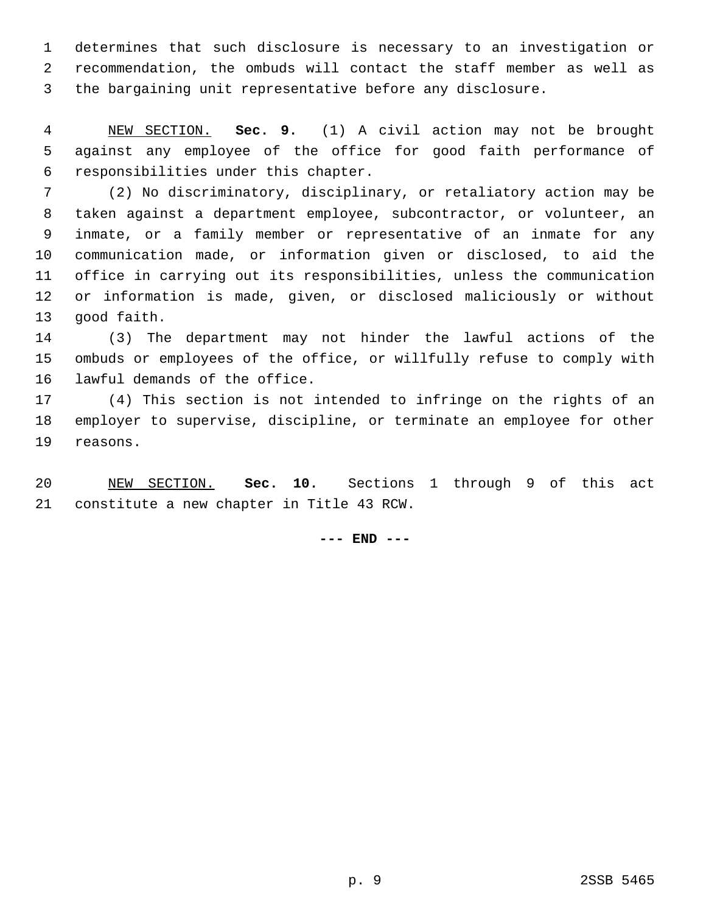determines that such disclosure is necessary to an investigation or recommendation, the ombuds will contact the staff member as well as the bargaining unit representative before any disclosure.

NEW SECTION. **Sec. 9.** (1) A civil action may not be brought against any employee of the office for good faith performance of responsibilities under this chapter.

(2) No discriminatory, disciplinary, or retaliatory action may be taken against a department employee, subcontractor, or volunteer, an inmate, or a family member or representative of an inmate for any communication made, or information given or disclosed, to aid the office in carrying out its responsibilities, unless the communication or information is made, given, or disclosed maliciously or without good faith.

(3) The department may not hinder the lawful actions of the ombuds or employees of the office, or willfully refuse to comply with lawful demands of the office.

(4) This section is not intended to infringe on the rights of an employer to supervise, discipline, or terminate an employee for other reasons.

NEW SECTION. **Sec. 10.** Sections 1 through 9 of this act constitute a new chapter in Title 43 RCW.

**--- END ---**